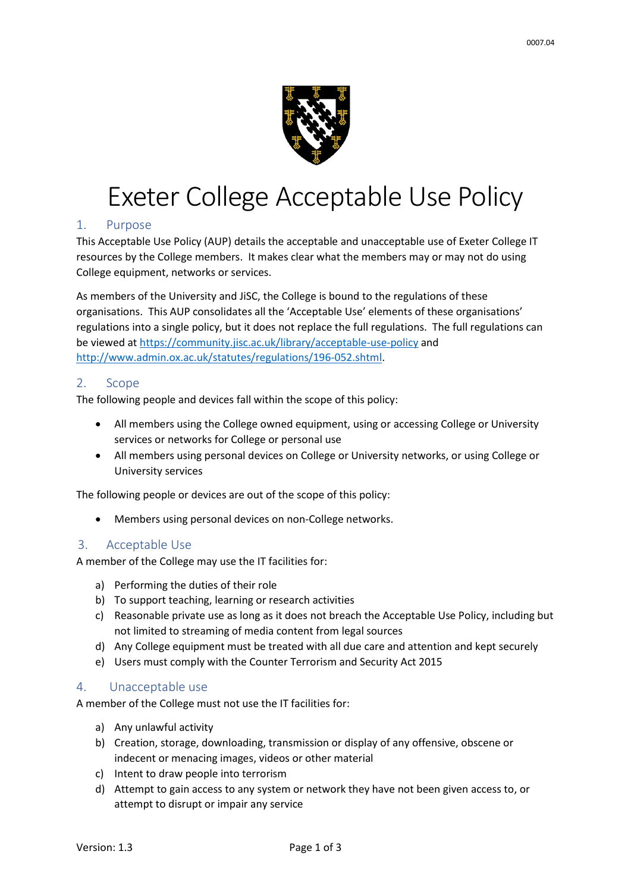# Exeter College Acceptable Use Policy

## 1. Purpose

This Acceptable Use Policy (AUP) details the acceptable and unacceptable use of Exeter College IT resources by the College members. It makes clear what the members may or may not do using College equipment, networks or services.

As members of the University and JiSC, the College is bound to the regulations of these organisations. This AUP consolidates all the 'Acceptable Use' elements of these organisations' regulations into a single policy, but it does not replace the full regulations. The full regulations can be viewed at [https://community.jisc.ac.uk/library/acceptable-use-policy](https://community.jisc.ac.uk/library/acceptable-use-policy) and [http://www.admin.ox.ac.uk/statutes/regulations/196-052.shtml](http://www.admin.ox.ac.uk/statutes/regulations/196-052.shtml).

## 2. Scope

The following people and devices fall within the scope of this policy:

- All members using the College owned equipment, using or accessing College or University services or networks for College or personal use
- All members using personal devices on College or University networks, or using College or University services

The following people or devices are out of the scope of this policy:

- Members using personal devices on non-College networks.

## 3. Acceptable Use

A member of the College may use the IT facilities for:

a) Performing the duties of their role
b) To support teaching, learning or research activities
c) Reasonable private use as long as it does not breach the Acceptable Use Policy, including but not limited to streaming of media content from legal sources
d) Any College equipment must be treated with all due care and attention and kept securely
e) Users must comply with the Counter Terrorism and Security Act 2015

## 4. Unacceptable use

A member of the College must not use the IT facilities for:

a) Any unlawful activity
b) Creation, storage, downloading, transmission or display of any offensive, obscene or indecent or menacing images, videos or other material
c) Intent to draw people into terrorism
d) Attempt to gain access to any system or network they have not been given access to, or attempt to disrupt or impair any service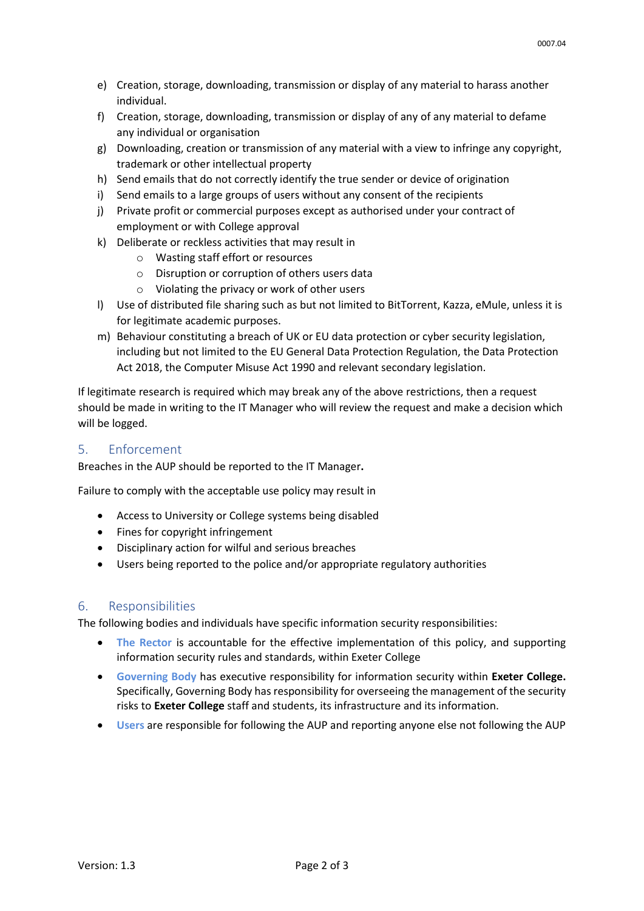e) Creation, storage, downloading, transmission or display of any material to harass another individual.
f) Creation, storage, downloading, transmission or display of any of any material to defame any individual or organisation
g) Downloading, creation or transmission of any material with a view to infringe any copyright, trademark or other intellectual property
h) Send emails that do not correctly identify the true sender or device of origination
i) Send emails to a large groups of users without any consent of the recipients
j) Private profit or commercial purposes except as authorised under your contract of employment or with College approval
k) Deliberate or reckless activities that may result in
   - Wasting staff effort or resources
   - Disruption or corruption of others users data
   - Violating the privacy or work of other users
l) Use of distributed file sharing such as but not limited to BitTorrent, Kazza, eMule, unless it is for legitimate academic purposes.
m) Behaviour constituting a breach of UK or EU data protection or cyber security legislation, including but not limited to the EU General Data Protection Regulation, the Data Protection Act 2018, the Computer Misuse Act 1990 and relevant secondary legislation.

If legitimate research is required which may break any of the above restrictions, then a request should be made in writing to the IT Manager who will review the request and make a decision which will be logged.

## 5. Enforcement

Breaches in the AUP should be reported to the IT Manager**.**

Failure to comply with the acceptable use policy may result in

- Access to University or College systems being disabled
- Fines for copyright infringement
- Disciplinary action for wilful and serious breaches
- Users being reported to the police and/or appropriate regulatory authorities

## 6. Responsibilities

The following bodies and individuals have specific information security responsibilities:

- **The Rector** is accountable for the effective implementation of this policy, and supporting information security rules and standards, within Exeter College
- **Governing Body** has executive responsibility for information security within **Exeter College.** Specifically, Governing Body has responsibility for overseeing the management of the security risks to **Exeter College** staff and students, its infrastructure and its information.
- **Users** are responsible for following the AUP and reporting anyone else not following the AUP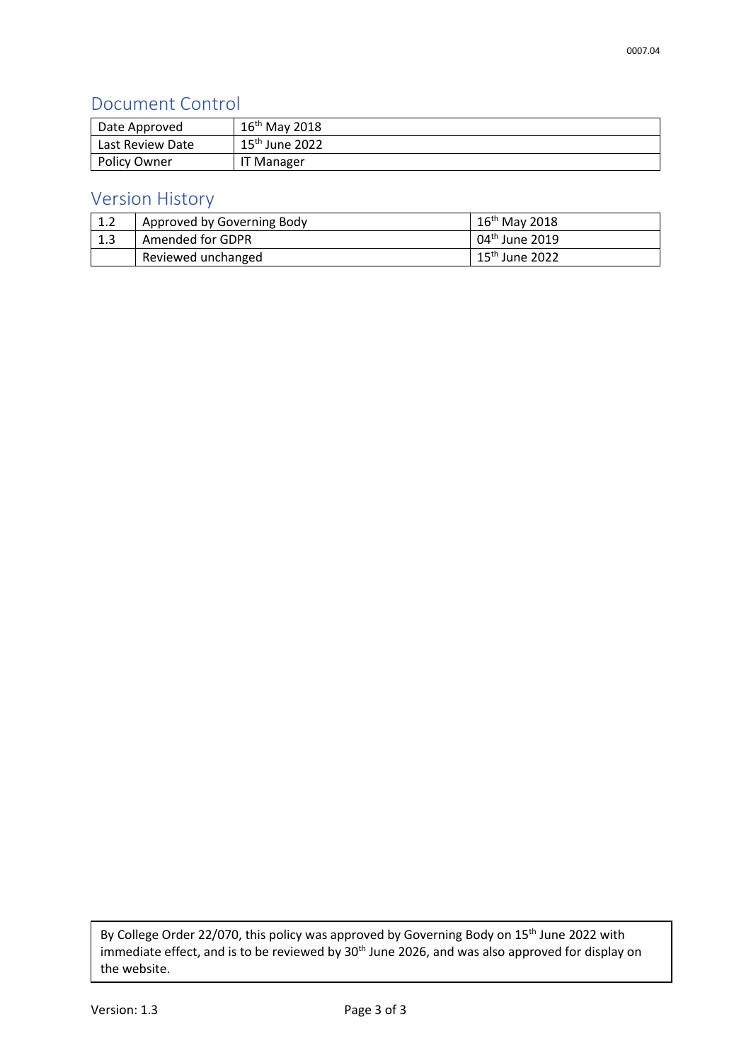## Document Control

| | |
|---|---|
| Date Approved | 16th May 2018 |
| Last Review Date | 15th June 2022 |
| Policy Owner | IT Manager |

## Version History

| | | |
|---|---|---|
| 1.2 | Approved by Governing Body | 16th May 2018 |
| 1.3 | Amended for GDPR | 04th June 2019 |
| | Reviewed unchanged | 15th June 2022 |

By College Order 22/070, this policy was approved by Governing Body on 15th June 2022 with immediate effect, and is to be reviewed by 30th June 2026, and was also approved for display on the website.